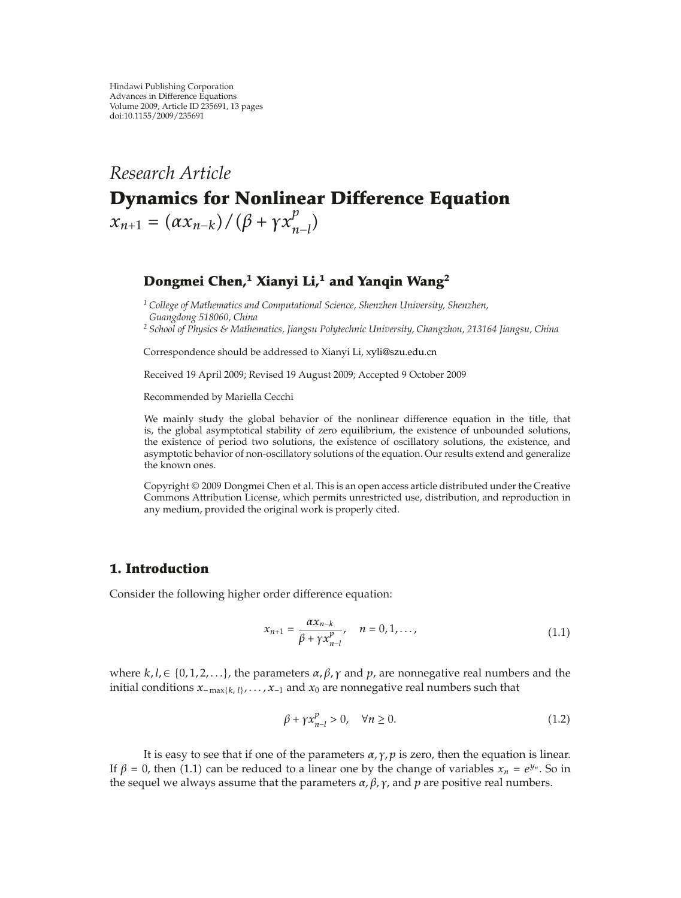Hindawi Publishing Corporation
Advances in Difference Equations
Volume 2009, Article ID 235691, 13 pages
doi:10.1155/2009/235691

*Research Article*

# Dynamics for Nonlinear Difference Equation $x_{n+1} = (\alpha x_{n-k})/(\beta + \gamma x_{n-l}^p)$

**Dongmei Chen,[1] Xianyi Li,[1] and Yanqin Wang[2]**

[1] *College of Mathematics and Computational Science, Shenzhen University, Shenzhen, Guangdong 518060, China*
[2] *School of Physics & Mathematics, Jiangsu Polytechnic University, Changzhou, 213164 Jiangsu, China*

Correspondence should be addressed to Xianyi Li, xyli@szu.edu.cn

Received 19 April 2009; Revised 19 August 2009; Accepted 9 October 2009

Recommended by Mariella Cecchi

We mainly study the global behavior of the nonlinear difference equation in the title, that is, the global asymptotical stability of zero equilibrium, the existence of unbounded solutions, the existence of period two solutions, the existence of oscillatory solutions, the existence, and asymptotic behavior of non-oscillatory solutions of the equation. Our results extend and generalize the known ones.

Copyright © 2009 Dongmei Chen et al. This is an open access article distributed under the Creative Commons Attribution License, which permits unrestricted use, distribution, and reproduction in any medium, provided the original work is properly cited.

## 1. Introduction

Consider the following higher order difference equation:

$$x_{n+1} = \frac{\alpha x_{n-k}}{\beta + \gamma x_{n-l}^p}, \quad n = 0, 1, \ldots, \tag{1.1}$$

where $k, l, \in \{0, 1, 2, \ldots\}$, the parameters $\alpha, \beta, \gamma$ and $p$, are nonnegative real numbers and the initial conditions $x_{-\max\{k,\, l\}}, \ldots, x_{-1}$ and $x_0$ are nonnegative real numbers such that

$$\beta + \gamma x_{n-l}^p > 0, \quad \forall n \geq 0. \tag{1.2}$$

It is easy to see that if one of the parameters $\alpha, \gamma, p$ is zero, then the equation is linear. If $\beta = 0$, then (1.1) can be reduced to a linear one by the change of variables $x_n = e^{y_n}$. So in the sequel we always assume that the parameters $\alpha, \beta, \gamma$, and $p$ are positive real numbers.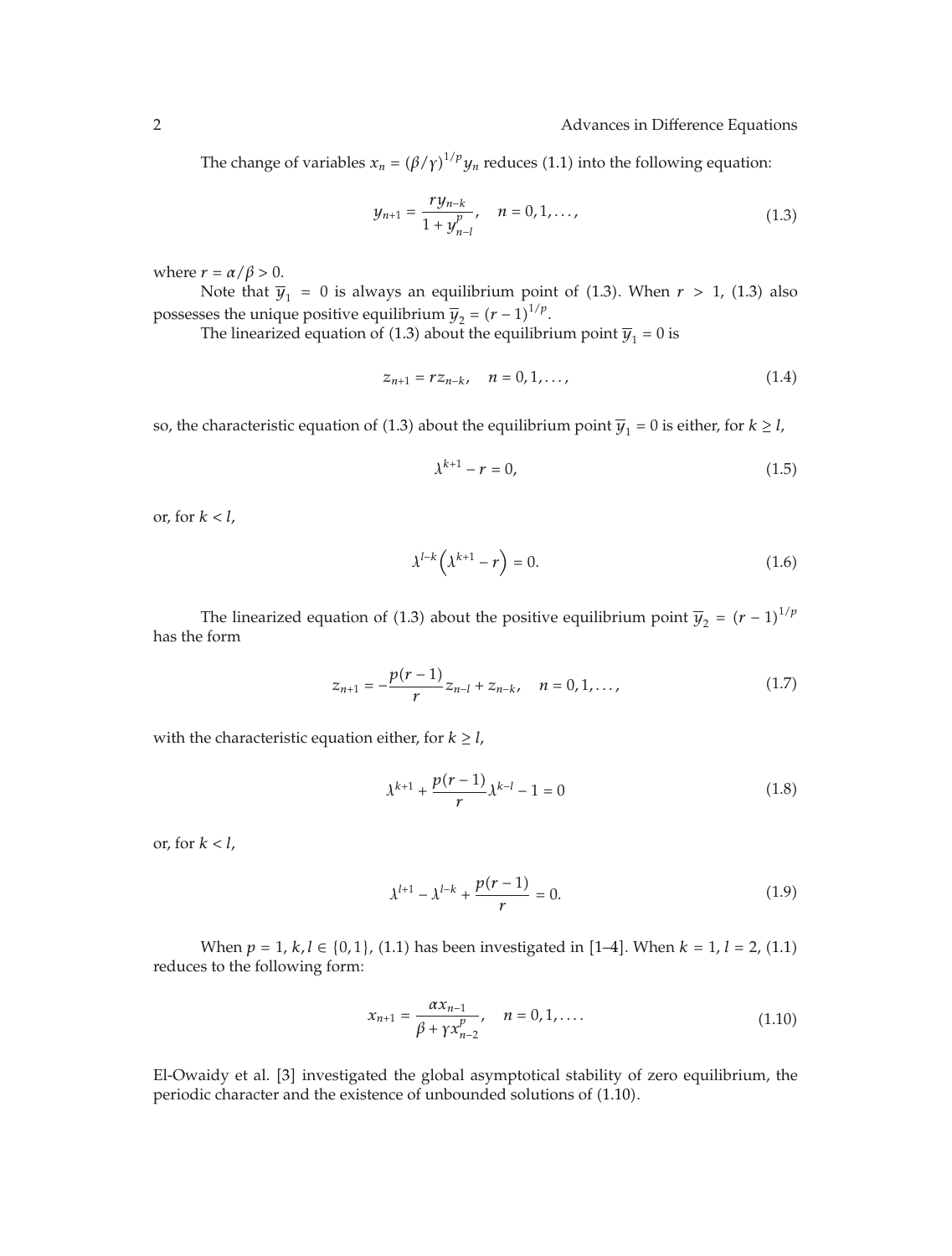The change of variables $x_n = (\beta/\gamma)^{1/p} y_n$ reduces (1.1) into the following equation:

$$y_{n+1} = \frac{r y_{n-k}}{1 + y_{n-l}^p}, \quad n = 0, 1, \ldots, \tag{1.3}$$

where $r = \alpha/\beta > 0$.

Note that $\overline{y}_1 = 0$ is always an equilibrium point of (1.3). When $r > 1$, (1.3) also possesses the unique positive equilibrium $\overline{y}_2 = (r-1)^{1/p}$.

The linearized equation of (1.3) about the equilibrium point $\overline{y}_1 = 0$ is

$$z_{n+1} = r z_{n-k}, \quad n = 0, 1, \ldots, \tag{1.4}$$

so, the characteristic equation of (1.3) about the equilibrium point $\overline{y}_1 = 0$ is either, for $k \geq l$,

$$\lambda^{k+1} - r = 0, \tag{1.5}$$

or, for $k < l$,

$$\lambda^{l-k}\left(\lambda^{k+1} - r\right) = 0. \tag{1.6}$$

The linearized equation of (1.3) about the positive equilibrium point $\overline{y}_2 = (r-1)^{1/p}$ has the form

$$z_{n+1} = -\frac{p(r-1)}{r} z_{n-l} + z_{n-k}, \quad n = 0, 1, \ldots, \tag{1.7}$$

with the characteristic equation either, for $k \geq l$,

$$\lambda^{k+1} + \frac{p(r-1)}{r} \lambda^{k-l} - 1 = 0 \tag{1.8}$$

or, for $k < l$,

$$\lambda^{l+1} - \lambda^{l-k} + \frac{p(r-1)}{r} = 0. \tag{1.9}$$

When $p = 1$, $k, l \in \{0, 1\}$, (1.1) has been investigated in [1–4]. When $k = 1$, $l = 2$, (1.1) reduces to the following form:

$$x_{n+1} = \frac{\alpha x_{n-1}}{\beta + \gamma x_{n-2}^p}, \quad n = 0, 1, \ldots. \tag{1.10}$$

El-Owaidy et al. [3] investigated the global asymptotical stability of zero equilibrium, the periodic character and the existence of unbounded solutions of (1.10).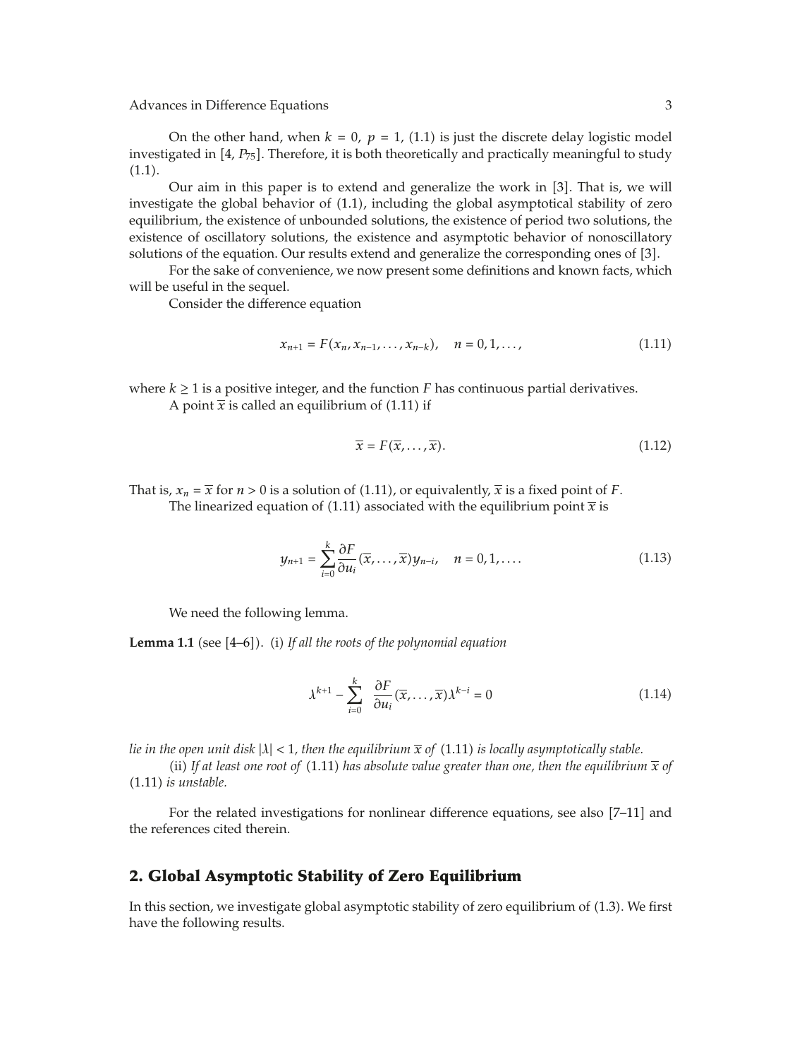On the other hand, when $k = 0$, $p = 1$, (1.1) is just the discrete delay logistic model investigated in [4, $P_{75}$]. Therefore, it is both theoretically and practically meaningful to study (1.1).

Our aim in this paper is to extend and generalize the work in [3]. That is, we will investigate the global behavior of (1.1), including the global asymptotical stability of zero equilibrium, the existence of unbounded solutions, the existence of period two solutions, the existence of oscillatory solutions, the existence and asymptotic behavior of nonoscillatory solutions of the equation. Our results extend and generalize the corresponding ones of [3].

For the sake of convenience, we now present some definitions and known facts, which will be useful in the sequel.

Consider the difference equation

$$x_{n+1} = F(x_n, x_{n-1}, \ldots, x_{n-k}), \quad n = 0, 1, \ldots, \tag{1.11}$$

where $k \geq 1$ is a positive integer, and the function $F$ has continuous partial derivatives.

A point $\overline{x}$ is called an equilibrium of (1.11) if

$$\overline{x} = F(\overline{x}, \ldots, \overline{x}). \tag{1.12}$$

That is, $x_n = \overline{x}$ for $n > 0$ is a solution of (1.11), or equivalently, $\overline{x}$ is a fixed point of $F$.

The linearized equation of (1.11) associated with the equilibrium point $\overline{x}$ is

$$y_{n+1} = \sum_{i=0}^{k} \frac{\partial F}{\partial u_i}(\overline{x}, \ldots, \overline{x}) y_{n-i}, \quad n = 0, 1, \ldots. \tag{1.13}$$

We need the following lemma.

**Lemma 1.1** (see [4–6]). (i) *If all the roots of the polynomial equation*

$$\lambda^{k+1} - \sum_{i=0}^{k} \frac{\partial F}{\partial u_i}(\overline{x}, \ldots, \overline{x}) \lambda^{k-i} = 0 \tag{1.14}$$

*lie in the open unit disk $|\lambda| < 1$, then the equilibrium $\overline{x}$ of* (1.11) *is locally asymptotically stable.*

(ii) *If at least one root of* (1.11) *has absolute value greater than one, then the equilibrium $\overline{x}$ of* (1.11) *is unstable.*

For the related investigations for nonlinear difference equations, see also [7–11] and the references cited therein.

## 2. Global Asymptotic Stability of Zero Equilibrium

In this section, we investigate global asymptotic stability of zero equilibrium of (1.3). We first have the following results.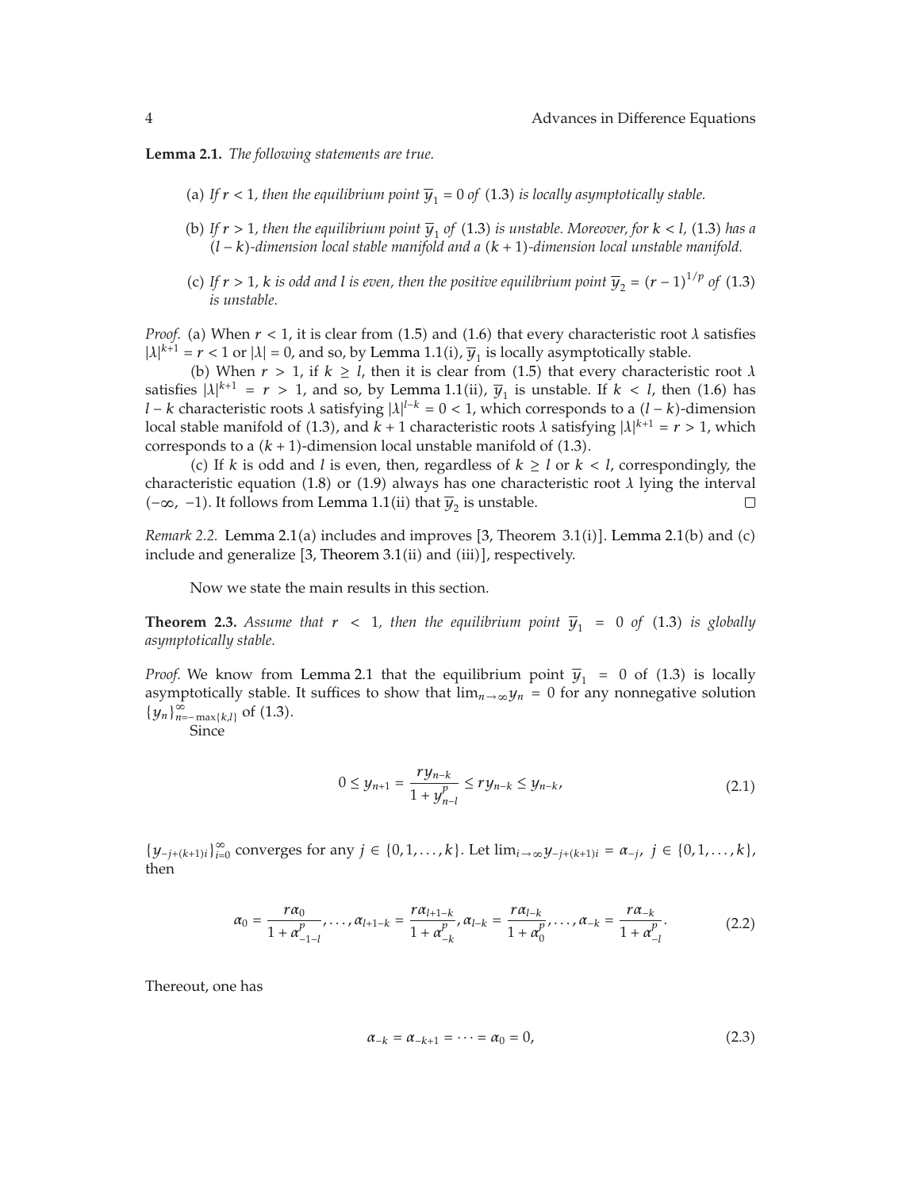**Lemma 2.1.** *The following statements are true.*

(a) *If $r < 1$, then the equilibrium point $\overline{y}_1 = 0$ of* (1.3) *is locally asymptotically stable.*

(b) *If $r > 1$, then the equilibrium point $\overline{y}_1$ of* (1.3) *is unstable. Moreover, for $k < l$,* (1.3) *has a $(l-k)$-dimension local stable manifold and a $(k+1)$-dimension local unstable manifold.*

(c) *If $r > 1$, $k$ is odd and $l$ is even, then the positive equilibrium point $\overline{y}_2 = (r-1)^{1/p}$ of* (1.3) *is unstable.*

*Proof.* (a) When $r < 1$, it is clear from (1.5) and (1.6) that every characteristic root $\lambda$ satisfies $|\lambda|^{k+1} = r < 1$ or $|\lambda| = 0$, and so, by Lemma 1.1(i), $\overline{y}_1$ is locally asymptotically stable.

(b) When $r > 1$, if $k \geq l$, then it is clear from (1.5) that every characteristic root $\lambda$ satisfies $|\lambda|^{k+1} = r > 1$, and so, by Lemma 1.1(ii), $\overline{y}_1$ is unstable. If $k < l$, then (1.6) has $l-k$ characteristic roots $\lambda$ satisfying $|\lambda|^{l-k} = 0 < 1$, which corresponds to a $(l-k)$-dimension local stable manifold of (1.3), and $k+1$ characteristic roots $\lambda$ satisfying $|\lambda|^{k+1} = r > 1$, which corresponds to a $(k+1)$-dimension local unstable manifold of (1.3).

(c) If $k$ is odd and $l$ is even, then, regardless of $k \geq l$ or $k < l$, correspondingly, the characteristic equation (1.8) or (1.9) always has one characteristic root $\lambda$ lying the interval $(-\infty, -1)$. It follows from Lemma 1.1(ii) that $\overline{y}_2$ is unstable. □

*Remark 2.2.* Lemma 2.1(a) includes and improves [3, Theorem 3.1(i)]. Lemma 2.1(b) and (c) include and generalize [3, Theorem 3.1(ii) and (iii)], respectively.

Now we state the main results in this section.

**Theorem 2.3.** *Assume that $r < 1$, then the equilibrium point $\overline{y}_1 = 0$ of* (1.3) *is globally asymptotically stable.*

*Proof.* We know from Lemma 2.1 that the equilibrium point $\overline{y}_1 = 0$ of (1.3) is locally asymptotically stable. It suffices to show that $\lim_{n\to\infty} y_n = 0$ for any nonnegative solution $\{y_n\}_{n=-\max\{k,l\}}^{\infty}$ of (1.3).

Since

$$0 \leq y_{n+1} = \frac{r y_{n-k}}{1 + y_{n-l}^p} \leq r y_{n-k} \leq y_{n-k}, \tag{2.1}$$

$\{y_{-j+(k+1)i}\}_{i=0}^{\infty}$ converges for any $j \in \{0, 1, \ldots, k\}$. Let $\lim_{i\to\infty} y_{-j+(k+1)i} = \alpha_{-j}$, $j \in \{0, 1, \ldots, k\}$, then

$$\alpha_0 = \frac{r\alpha_0}{1 + \alpha_{-1-l}^p}, \ldots, \alpha_{l+1-k} = \frac{r\alpha_{l+1-k}}{1 + \alpha_{-k}^p}, \alpha_{l-k} = \frac{r\alpha_{l-k}}{1 + \alpha_0^p}, \ldots, \alpha_{-k} = \frac{r\alpha_{-k}}{1 + \alpha_{-l}^p}. \tag{2.2}$$

Thereout, one has

$$\alpha_{-k} = \alpha_{-k+1} = \cdots = \alpha_0 = 0, \tag{2.3}$$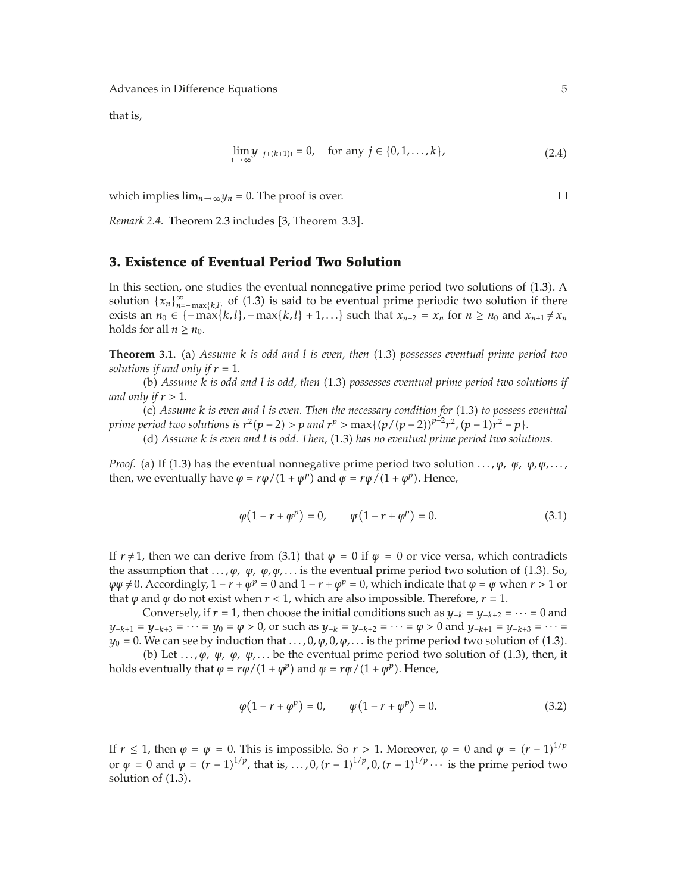that is,

$$\lim_{i\to\infty} y_{-j+(k+1)i} = 0, \quad \text{for any } j \in \{0,1,\ldots,k\}, \tag{2.4}$$

which implies $\lim_{n\to\infty} y_n = 0$. The proof is over. □

*Remark 2.4.* Theorem 2.3 includes [3, Theorem 3.3].

## 3. Existence of Eventual Period Two Solution

In this section, one studies the eventual nonnegative prime period two solutions of (1.3). A solution $\{x_n\}_{n=-\max\{k,l\}}^{\infty}$ of (1.3) is said to be eventual prime periodic two solution if there exists an $n_0 \in \{-\max\{k,l\}, -\max\{k,l\}+1, \ldots\}$ such that $x_{n+2} = x_n$ for $n \geq n_0$ and $x_{n+1} \neq x_n$ holds for all $n \geq n_0$.

**Theorem 3.1.** (a) *Assume $k$ is odd and $l$ is even, then* (1.3) *possesses eventual prime period two solutions if and only if $r = 1$.*

(b) *Assume $k$ is odd and $l$ is odd, then* (1.3) *possesses eventual prime period two solutions if and only if $r > 1$.*

(c) *Assume $k$ is even and $l$ is even. Then the necessary condition for* (1.3) *to possess eventual prime period two solutions is $r^2(p-2) > p$ and $r^p > \max\{(p/(p-2))^{p-2}r^2, (p-1)r^2 - p\}$.*

(d) *Assume $k$ is even and $l$ is odd. Then,* (1.3) *has no eventual prime period two solutions.*

*Proof.* (a) If (1.3) has the eventual nonnegative prime period two solution $\ldots, \varphi, \psi, \varphi, \psi, \ldots$, then, we eventually have $\varphi = r\varphi/(1+\psi^p)$ and $\psi = r\psi/(1+\varphi^p)$. Hence,

$$\varphi\left(1 - r + \psi^p\right) = 0, \qquad \psi\left(1 - r + \varphi^p\right) = 0. \tag{3.1}$$

If $r \neq 1$, then we can derive from (3.1) that $\varphi = 0$ if $\psi = 0$ or vice versa, which contradicts the assumption that $\ldots, \varphi, \psi, \varphi, \psi, \ldots$ is the eventual prime period two solution of (1.3). So, $\varphi\psi \neq 0$. Accordingly, $1 - r + \psi^p = 0$ and $1 - r + \varphi^p = 0$, which indicate that $\varphi = \psi$ when $r > 1$ or that $\varphi$ and $\psi$ do not exist when $r < 1$, which are also impossible. Therefore, $r = 1$.

Conversely, if $r = 1$, then choose the initial conditions such as $y_{-k} = y_{-k+2} = \cdots = 0$ and $y_{-k+1} = y_{-k+3} = \cdots = y_0 = \varphi > 0$, or such as $y_{-k} = y_{-k+2} = \cdots = \varphi > 0$ and $y_{-k+1} = y_{-k+3} = \cdots = y_0 = 0$. We can see by induction that $\ldots, 0, \varphi, 0, \varphi, \ldots$ is the prime period two solution of (1.3).

(b) Let $\ldots, \varphi, \psi, \varphi, \psi, \ldots$ be the eventual prime period two solution of (1.3), then, it holds eventually that $\varphi = r\varphi/(1+\varphi^p)$ and $\psi = r\psi/(1+\psi^p)$. Hence,

$$\varphi\left(1 - r + \varphi^p\right) = 0, \qquad \psi\left(1 - r + \psi^p\right) = 0. \tag{3.2}$$

If $r \leq 1$, then $\varphi = \psi = 0$. This is impossible. So $r > 1$. Moreover, $\varphi = 0$ and $\psi = (r-1)^{1/p}$ or $\psi = 0$ and $\varphi = (r-1)^{1/p}$, that is, $\ldots, 0, (r-1)^{1/p}, 0, (r-1)^{1/p} \cdots$ is the prime period two solution of (1.3).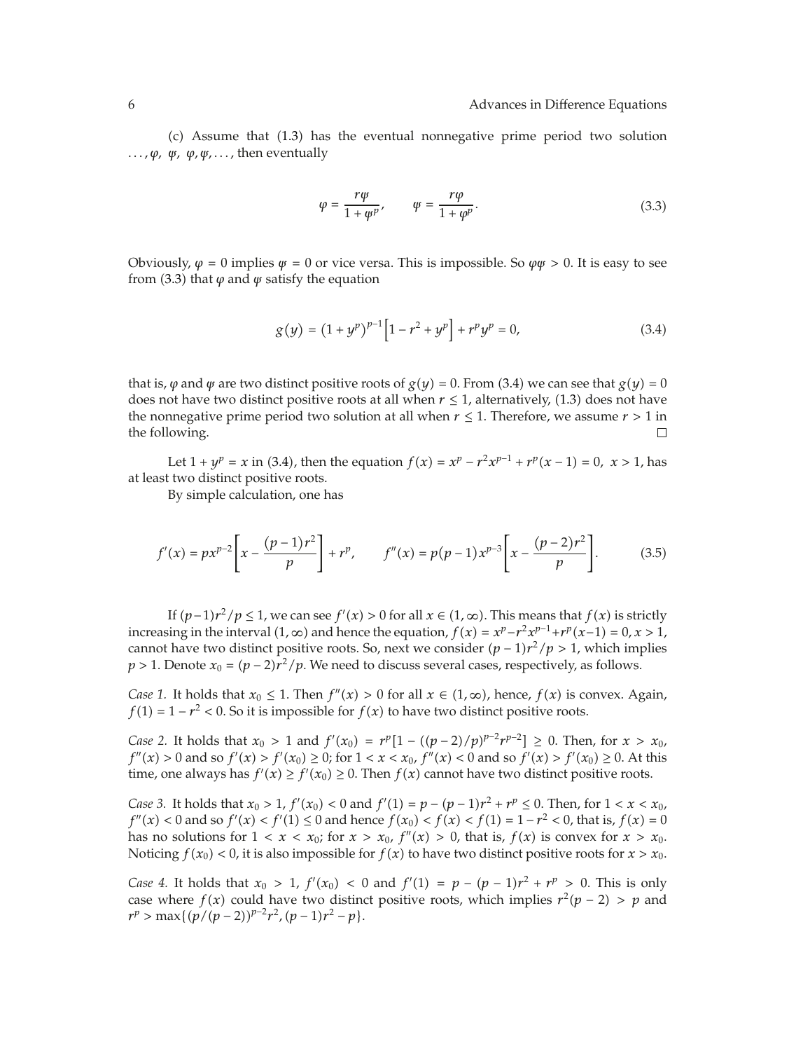(c) Assume that (1.3) has the eventual nonnegative prime period two solution $\ldots, \varphi, \psi, \varphi, \psi, \ldots$, then eventually

$$\varphi = \frac{r\psi}{1+\psi^p}, \qquad \psi = \frac{r\varphi}{1+\varphi^p}. \tag{3.3}$$

Obviously, $\varphi = 0$ implies $\psi = 0$ or vice versa. This is impossible. So $\varphi\psi > 0$. It is easy to see from (3.3) that $\varphi$ and $\psi$ satisfy the equation

$$g(y) = (1+y^p)^{p-1}\left[1-r^2+y^p\right] + r^p y^p = 0, \tag{3.4}$$

that is, $\varphi$ and $\psi$ are two distinct positive roots of $g(y) = 0$. From (3.4) we can see that $g(y) = 0$ does not have two distinct positive roots at all when $r \le 1$, alternatively, (1.3) does not have the nonnegative prime period two solution at all when $r \le 1$. Therefore, we assume $r > 1$ in the following. □

Let $1 + y^p = x$ in (3.4), then the equation $f(x) = x^p - r^2x^{p-1} + r^p(x-1) = 0$, $x > 1$, has at least two distinct positive roots.

By simple calculation, one has

$$f'(x) = px^{p-2}\left[x - \frac{(p-1)r^2}{p}\right] + r^p, \qquad f''(x) = p(p-1)x^{p-3}\left[x - \frac{(p-2)r^2}{p}\right]. \tag{3.5}$$

If $(p-1)r^2/p \le 1$, we can see $f'(x) > 0$ for all $x \in (1,\infty)$. This means that $f(x)$ is strictly increasing in the interval $(1,\infty)$ and hence the equation, $f(x) = x^p - r^2x^{p-1} + r^p(x-1) = 0$, $x > 1$, cannot have two distinct positive roots. So, next we consider $(p-1)r^2/p > 1$, which implies $p > 1$. Denote $x_0 = (p-2)r^2/p$. We need to discuss several cases, respectively, as follows.

*Case 1.* It holds that $x_0 \le 1$. Then $f''(x) > 0$ for all $x \in (1,\infty)$, hence, $f(x)$ is convex. Again, $f(1) = 1 - r^2 < 0$. So it is impossible for $f(x)$ to have two distinct positive roots.

*Case 2.* It holds that $x_0 > 1$ and $f'(x_0) = r^p[1 - ((p-2)/p)^{p-2}r^{p-2}] \ge 0$. Then, for $x > x_0$, $f''(x) > 0$ and so $f'(x) > f'(x_0) \ge 0$; for $1 < x < x_0$, $f''(x) < 0$ and so $f'(x) > f'(x_0) \ge 0$. At this time, one always has $f'(x) \ge f'(x_0) \ge 0$. Then $f(x)$ cannot have two distinct positive roots.

*Case 3.* It holds that $x_0 > 1$, $f'(x_0) < 0$ and $f'(1) = p - (p-1)r^2 + r^p \le 0$. Then, for $1 < x < x_0$, $f''(x) < 0$ and so $f'(x) < f'(1) \le 0$ and hence $f(x_0) < f(x) < f(1) = 1 - r^2 < 0$, that is, $f(x) = 0$ has no solutions for $1 < x < x_0$; for $x > x_0$, $f''(x) > 0$, that is, $f(x)$ is convex for $x > x_0$. Noticing $f(x_0) < 0$, it is also impossible for $f(x)$ to have two distinct positive roots for $x > x_0$.

*Case 4.* It holds that $x_0 > 1$, $f'(x_0) < 0$ and $f'(1) = p - (p-1)r^2 + r^p > 0$. This is only case where $f(x)$ could have two distinct positive roots, which implies $r^2(p-2) > p$ and $r^p > \max\{(p/(p-2))^{p-2}r^2, (p-1)r^2 - p\}$.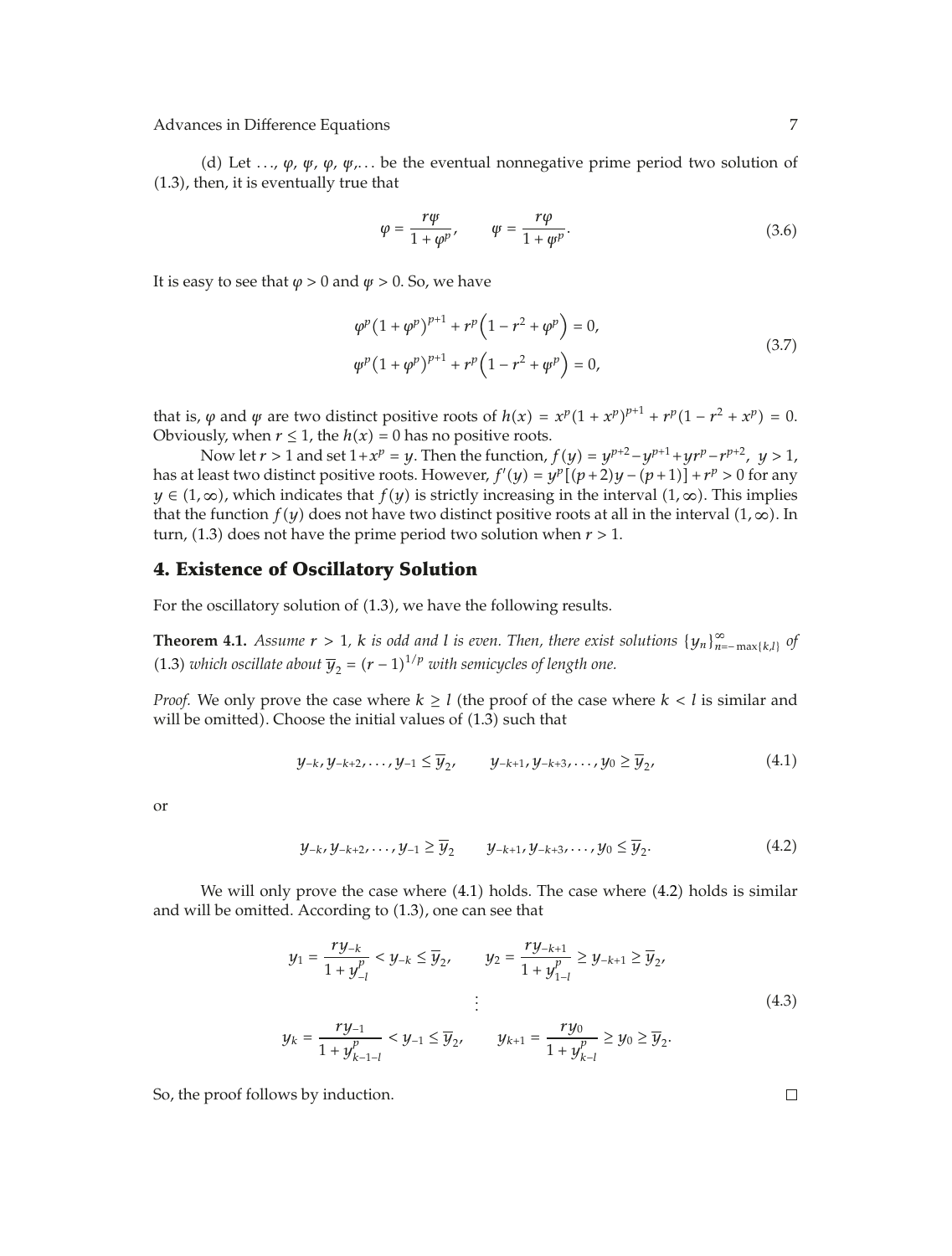(d) Let $\ldots, \varphi, \psi, \varphi, \psi, \ldots$ be the eventual nonnegative prime period two solution of (1.3), then, it is eventually true that

$$\varphi = \frac{r\psi}{1+\varphi^p}, \qquad \psi = \frac{r\varphi}{1+\psi^p}. \tag{3.6}$$

It is easy to see that $\varphi > 0$ and $\psi > 0$. So, we have

$$\begin{aligned} &\varphi^p(1+\varphi^p)^{p+1} + r^p\left(1 - r^2 + \varphi^p\right) = 0, \\ &\psi^p(1+\varphi^p)^{p+1} + r^p\left(1 - r^2 + \psi^p\right) = 0, \end{aligned} \tag{3.7}$$

that is, $\varphi$ and $\psi$ are two distinct positive roots of $h(x) = x^p(1+x^p)^{p+1} + r^p(1-r^2+x^p) = 0$. Obviously, when $r \leq 1$, the $h(x) = 0$ has no positive roots.

Now let $r > 1$ and set $1 + x^p = y$. Then the function, $f(y) = y^{p+2} - y^{p+1} + yr^p - r^{p+2}$, $y > 1$, has at least two distinct positive roots. However, $f'(y) = y^p[(p+2)y - (p+1)] + r^p > 0$ for any $y \in (1, \infty)$, which indicates that $f(y)$ is strictly increasing in the interval $(1, \infty)$. This implies that the function $f(y)$ does not have two distinct positive roots at all in the interval $(1, \infty)$. In turn, (1.3) does not have the prime period two solution when $r > 1$.

## 4. Existence of Oscillatory Solution

For the oscillatory solution of (1.3), we have the following results.

**Theorem 4.1.** *Assume $r > 1$, $k$ is odd and $l$ is even. Then, there exist solutions $\{y_n\}_{n=-\max\{k,l\}}^{\infty}$ of (1.3) which oscillate about $\overline{y}_2 = (r-1)^{1/p}$ with semicycles of length one.*

*Proof.* We only prove the case where $k \geq l$ (the proof of the case where $k < l$ is similar and will be omitted). Choose the initial values of (1.3) such that

$$y_{-k}, y_{-k+2}, \ldots, y_{-1} \leq \overline{y}_2, \qquad y_{-k+1}, y_{-k+3}, \ldots, y_0 \geq \overline{y}_2, \tag{4.1}$$

or

$$y_{-k}, y_{-k+2}, \ldots, y_{-1} \geq \overline{y}_2 \qquad y_{-k+1}, y_{-k+3}, \ldots, y_0 \leq \overline{y}_2. \tag{4.2}$$

We will only prove the case where (4.1) holds. The case where (4.2) holds is similar and will be omitted. According to (1.3), one can see that

$$\begin{aligned} &y_1 = \frac{ry_{-k}}{1+y_{-l}^p} < y_{-k} \leq \overline{y}_2, \qquad y_2 = \frac{ry_{-k+1}}{1+y_{1-l}^p} \geq y_{-k+1} \geq \overline{y}_2, \\ &\qquad\qquad\qquad\qquad \vdots \\ &y_k = \frac{ry_{-1}}{1+y_{k-1-l}^p} < y_{-1} \leq \overline{y}_2, \qquad y_{k+1} = \frac{ry_0}{1+y_{k-l}^p} \geq y_0 \geq \overline{y}_2. \end{aligned} \tag{4.3}$$

So, the proof follows by induction. $\square$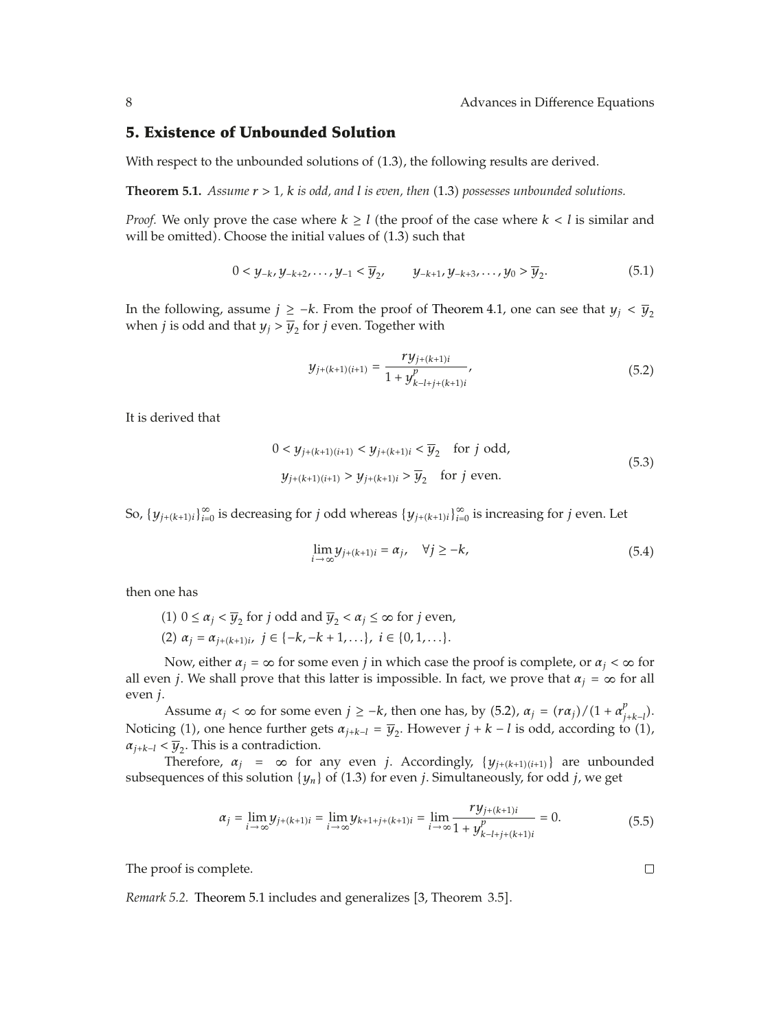## 5. Existence of Unbounded Solution

With respect to the unbounded solutions of (1.3), the following results are derived.

**Theorem 5.1.** *Assume $r > 1$, $k$ is odd, and $l$ is even, then* (1.3) *possesses unbounded solutions.*

*Proof.* We only prove the case where $k \geq l$ (the proof of the case where $k < l$ is similar and will be omitted). Choose the initial values of (1.3) such that

$$0 < y_{-k}, y_{-k+2}, \ldots, y_{-1} < \overline{y}_2, \qquad y_{-k+1}, y_{-k+3}, \ldots, y_0 > \overline{y}_2. \tag{5.1}$$

In the following, assume $j \geq -k$. From the proof of Theorem 4.1, one can see that $y_j < \overline{y}_2$ when $j$ is odd and that $y_j > \overline{y}_2$ for $j$ even. Together with

$$y_{j+(k+1)(i+1)} = \frac{r y_{j+(k+1)i}}{1 + y^p_{k-l+j+(k+1)i}}, \tag{5.2}$$

It is derived that

$$\begin{aligned} 0 < y_{j+(k+1)(i+1)} < y_{j+(k+1)i} < \overline{y}_2 \quad &\text{for } j \text{ odd}, \\ y_{j+(k+1)(i+1)} > y_{j+(k+1)i} > \overline{y}_2 \quad &\text{for } j \text{ even}. \end{aligned} \tag{5.3}$$

So, $\{y_{j+(k+1)i}\}_{i=0}^{\infty}$ is decreasing for $j$ odd whereas $\{y_{j+(k+1)i}\}_{i=0}^{\infty}$ is increasing for $j$ even. Let

$$\lim_{i \to \infty} y_{j+(k+1)i} = \alpha_j, \quad \forall j \geq -k, \tag{5.4}$$

then one has

(1) $0 \leq \alpha_j < \overline{y}_2$ for $j$ odd and $\overline{y}_2 < \alpha_j \leq \infty$ for $j$ even,

(2) $\alpha_j = \alpha_{j+(k+1)i}$, $j \in \{-k, -k+1, \ldots\}$, $i \in \{0, 1, \ldots\}$.

Now, either $\alpha_j = \infty$ for some even $j$ in which case the proof is complete, or $\alpha_j < \infty$ for all even $j$. We shall prove that this latter is impossible. In fact, we prove that $\alpha_j = \infty$ for all even $j$.

Assume $\alpha_j < \infty$ for some even $j \geq -k$, then one has, by (5.2), $\alpha_j = (r\alpha_j)/(1 + \alpha^p_{j+k-l})$. Noticing (1), one hence further gets $\alpha_{j+k-l} = \overline{y}_2$. However $j + k - l$ is odd, according to (1), $\alpha_{j+k-l} < \overline{y}_2$. This is a contradiction.

Therefore, $\alpha_j = \infty$ for any even $j$. Accordingly, $\{y_{j+(k+1)(i+1)}\}$ are unbounded subsequences of this solution $\{y_n\}$ of (1.3) for even $j$. Simultaneously, for odd $j$, we get

$$\alpha_j = \lim_{i \to \infty} y_{j+(k+1)i} = \lim_{i \to \infty} y_{k+1+j+(k+1)i} = \lim_{i \to \infty} \frac{r y_{j+(k+1)i}}{1 + y^p_{k-l+j+(k+1)i}} = 0. \tag{5.5}$$

The proof is complete. ∎

*Remark 5.2.* Theorem 5.1 includes and generalizes [3, Theorem 3.5].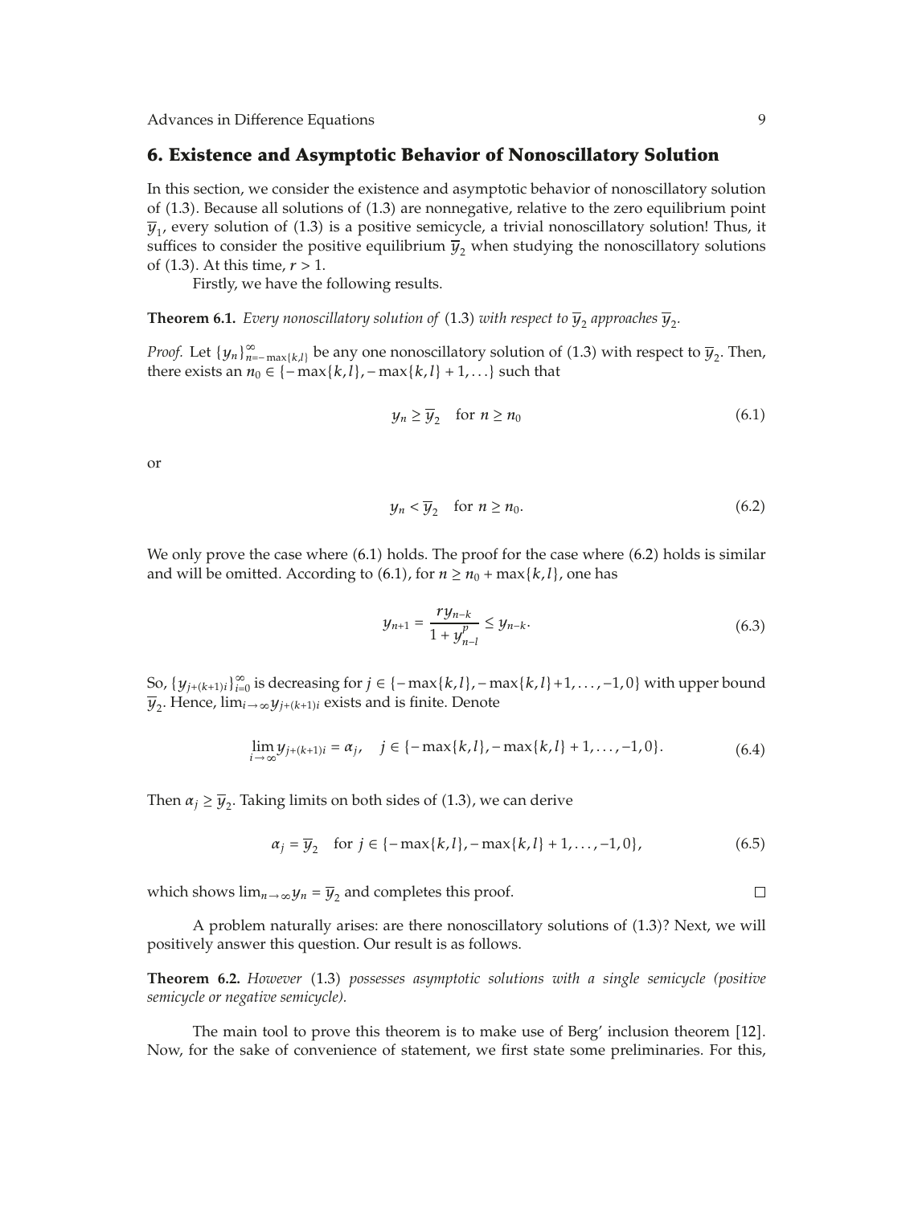## 6. Existence and Asymptotic Behavior of Nonoscillatory Solution

In this section, we consider the existence and asymptotic behavior of nonoscillatory solution of (1.3). Because all solutions of (1.3) are nonnegative, relative to the zero equilibrium point $\overline{y}_1$, every solution of (1.3) is a positive semicycle, a trivial nonoscillatory solution! Thus, it suffices to consider the positive equilibrium $\overline{y}_2$ when studying the nonoscillatory solutions of (1.3). At this time, $r > 1$.

Firstly, we have the following results.

**Theorem 6.1.** *Every nonoscillatory solution of* (1.3) *with respect to* $\overline{y}_2$ *approaches* $\overline{y}_2$.

*Proof.* Let $\{y_n\}_{n=-\max\{k,l\}}^{\infty}$ be any one nonoscillatory solution of (1.3) with respect to $\overline{y}_2$. Then, there exists an $n_0 \in \{-\max\{k,l\}, -\max\{k,l\}+1, \ldots\}$ such that

$$y_n \geq \overline{y}_2 \quad \text{for } n \geq n_0 \tag{6.1}$$

or

$$y_n < \overline{y}_2 \quad \text{for } n \geq n_0. \tag{6.2}$$

We only prove the case where (6.1) holds. The proof for the case where (6.2) holds is similar and will be omitted. According to (6.1), for $n \geq n_0 + \max\{k,l\}$, one has

$$y_{n+1} = \frac{r y_{n-k}}{1 + y_{n-l}^{p}} \leq y_{n-k}. \tag{6.3}$$

So, $\{y_{j+(k+1)i}\}_{i=0}^{\infty}$ is decreasing for $j \in \{-\max\{k,l\}, -\max\{k,l\}+1, \ldots, -1, 0\}$ with upper bound $\overline{y}_2$. Hence, $\lim_{i\to\infty} y_{j+(k+1)i}$ exists and is finite. Denote

$$\lim_{i\to\infty} y_{j+(k+1)i} = \alpha_j, \quad j \in \{-\max\{k,l\}, -\max\{k,l\}+1, \ldots, -1, 0\}. \tag{6.4}$$

Then $\alpha_j \geq \overline{y}_2$. Taking limits on both sides of (1.3), we can derive

$$\alpha_j = \overline{y}_2 \quad \text{for } j \in \{-\max\{k,l\}, -\max\{k,l\}+1, \ldots, -1, 0\}, \tag{6.5}$$

which shows $\lim_{n\to\infty} y_n = \overline{y}_2$ and completes this proof. □

A problem naturally arises: are there nonoscillatory solutions of (1.3)? Next, we will positively answer this question. Our result is as follows.

**Theorem 6.2.** *However* (1.3) *possesses asymptotic solutions with a single semicycle (positive semicycle or negative semicycle).*

The main tool to prove this theorem is to make use of Berg' inclusion theorem [12]. Now, for the sake of convenience of statement, we first state some preliminaries. For this,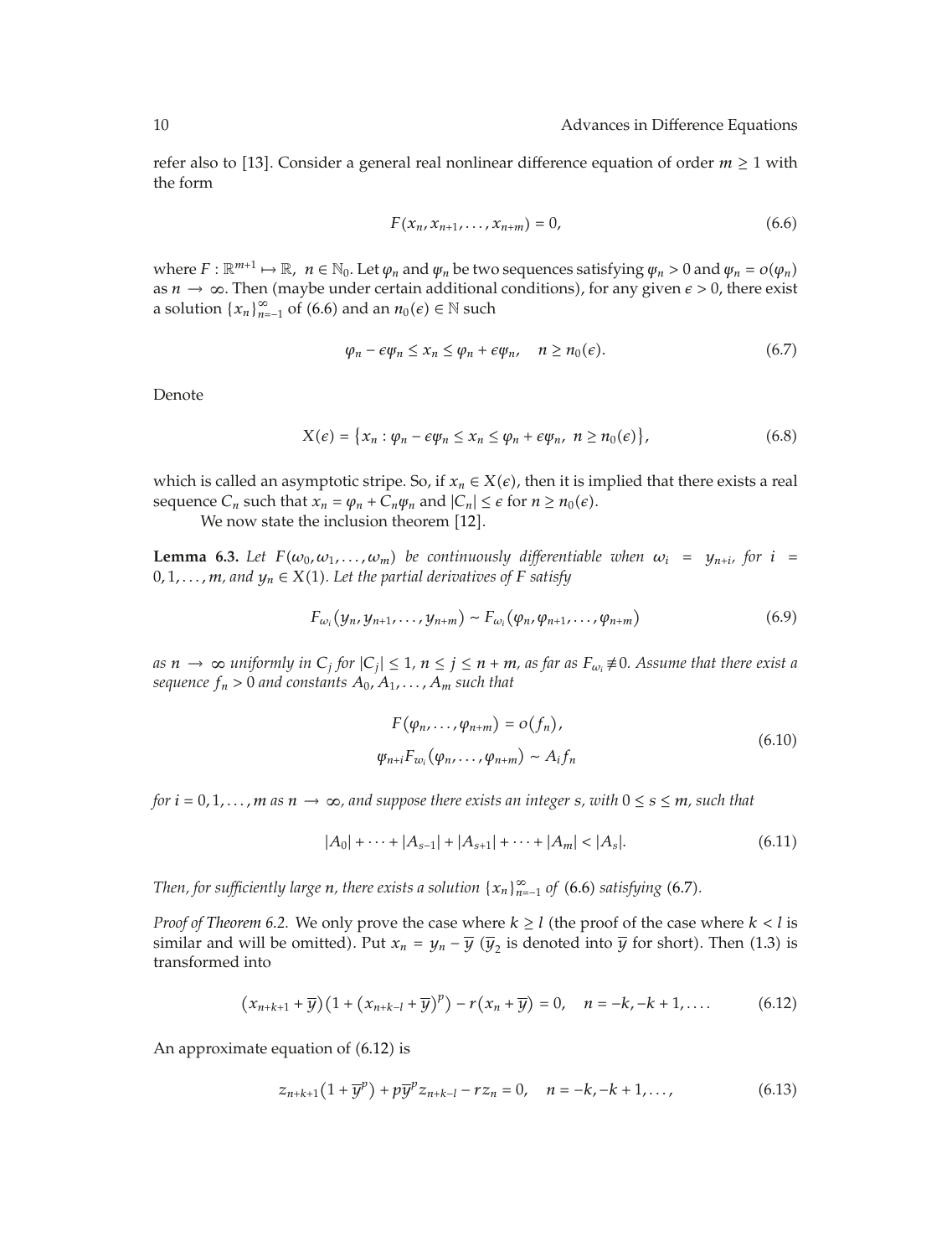refer also to [13]. Consider a general real nonlinear difference equation of order $m \geq 1$ with the form

$$F(x_n, x_{n+1}, \ldots, x_{n+m}) = 0, \tag{6.6}$$

where $F : \mathbb{R}^{m+1} \mapsto \mathbb{R}$, $n \in \mathbb{N}_0$. Let $\varphi_n$ and $\psi_n$ be two sequences satisfying $\psi_n > 0$ and $\psi_n = o(\varphi_n)$ as $n \to \infty$. Then (maybe under certain additional conditions), for any given $\epsilon > 0$, there exist a solution $\{x_n\}_{n=-1}^{\infty}$ of (6.6) and an $n_0(\epsilon) \in \mathbb{N}$ such

$$\varphi_n - \epsilon\psi_n \leq x_n \leq \varphi_n + \epsilon\psi_n, \quad n \geq n_0(\epsilon). \tag{6.7}$$

Denote

$$X(\epsilon) = \left\{x_n : \varphi_n - \epsilon\psi_n \leq x_n \leq \varphi_n + \epsilon\psi_n, \ n \geq n_0(\epsilon)\right\}, \tag{6.8}$$

which is called an asymptotic stripe. So, if $x_n \in X(\epsilon)$, then it is implied that there exists a real sequence $C_n$ such that $x_n = \varphi_n + C_n\psi_n$ and $|C_n| \leq \epsilon$ for $n \geq n_0(\epsilon)$.

We now state the inclusion theorem [12].

**Lemma 6.3.** *Let $F(\omega_0, \omega_1, \ldots, \omega_m)$ be continuously differentiable when $\omega_i = y_{n+i}$, for $i = 0, 1, \ldots, m$, and $y_n \in X(1)$. Let the partial derivatives of $F$ satisfy*

$$F_{\omega_i}(y_n, y_{n+1}, \ldots, y_{n+m}) \sim F_{\omega_i}(\varphi_n, \varphi_{n+1}, \ldots, \varphi_{n+m}) \tag{6.9}$$

*as $n \to \infty$ uniformly in $C_j$ for $|C_j| \leq 1$, $n \leq j \leq n+m$, as far as $F_{\omega_i} \not\equiv 0$. Assume that there exist a sequence $f_n > 0$ and constants $A_0, A_1, \ldots, A_m$ such that*

$$\begin{aligned} F(\varphi_n, \ldots, \varphi_{n+m}) &= o(f_n), \\ \psi_{n+i}F_{\omega_i}(\varphi_n, \ldots, \varphi_{n+m}) &\sim A_i f_n \end{aligned} \tag{6.10}$$

*for $i = 0, 1, \ldots, m$ as $n \to \infty$, and suppose there exists an integer $s$, with $0 \leq s \leq m$, such that*

$$|A_0| + \cdots + |A_{s-1}| + |A_{s+1}| + \cdots + |A_m| < |A_s|. \tag{6.11}$$

*Then, for sufficiently large $n$, there exists a solution $\{x_n\}_{n=-1}^{\infty}$ of (6.6) satisfying (6.7).*

*Proof of Theorem 6.2.* We only prove the case where $k \geq l$ (the proof of the case where $k < l$ is similar and will be omitted). Put $x_n = y_n - \overline{y}$ ($\overline{y}_2$ is denoted into $\overline{y}$ for short). Then (1.3) is transformed into

$$(x_{n+k+1} + \overline{y})\left(1 + (x_{n+k-l} + \overline{y})^p\right) - r(x_n + \overline{y}) = 0, \quad n = -k, -k+1, \ldots. \tag{6.12}$$

An approximate equation of (6.12) is

$$z_{n+k+1}\left(1 + \overline{y}^p\right) + p\overline{y}^p z_{n+k-l} - r z_n = 0, \quad n = -k, -k+1, \ldots, \tag{6.13}$$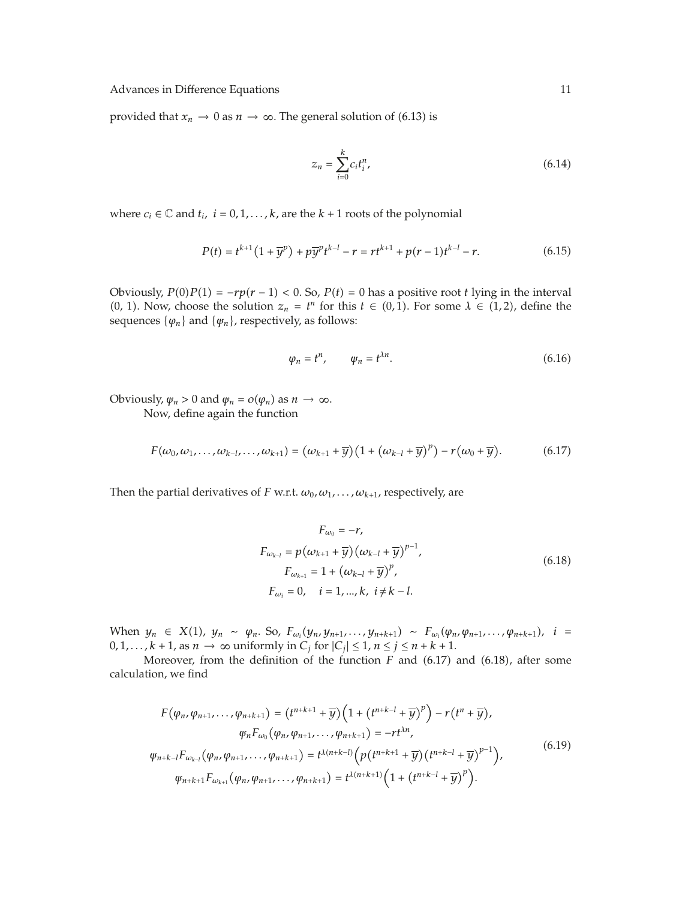provided that $x_n \to 0$ as $n \to \infty$. The general solution of (6.13) is

$$z_n = \sum_{i=0}^{k} c_i t_i^n, \tag{6.14}$$

where $c_i \in \mathbb{C}$ and $t_i$, $i = 0, 1, \ldots, k$, are the $k+1$ roots of the polynomial

$$P(t) = t^{k+1}\left(1 + \overline{y}^p\right) + p\overline{y}^p t^{k-l} - r = rt^{k+1} + p(r-1)t^{k-l} - r. \tag{6.15}$$

Obviously, $P(0)P(1) = -rp(r-1) < 0$. So, $P(t) = 0$ has a positive root $t$ lying in the interval $(0, 1)$. Now, choose the solution $z_n = t^n$ for this $t \in (0, 1)$. For some $\lambda \in (1, 2)$, define the sequences $\{\varphi_n\}$ and $\{\psi_n\}$, respectively, as follows:

$$\varphi_n = t^n, \qquad \psi_n = t^{\lambda n}. \tag{6.16}$$

Obviously, $\psi_n > 0$ and $\psi_n = o(\varphi_n)$ as $n \to \infty$.

Now, define again the function

$$F(\omega_0, \omega_1, \ldots, \omega_{k-l}, \ldots, \omega_{k+1}) = \left(\omega_{k+1} + \overline{y}\right)\left(1 + \left(\omega_{k-l} + \overline{y}\right)^p\right) - r\left(\omega_0 + \overline{y}\right). \tag{6.17}$$

Then the partial derivatives of $F$ w.r.t. $\omega_0, \omega_1, \ldots, \omega_{k+1}$, respectively, are

$$\begin{gathered}
F_{\omega_0} = -r, \\
F_{\omega_{k-l}} = p\left(\omega_{k+1} + \overline{y}\right)\left(\omega_{k-l} + \overline{y}\right)^{p-1}, \\
F_{\omega_{k+1}} = 1 + \left(\omega_{k-l} + \overline{y}\right)^p, \\
F_{\omega_i} = 0, \quad i = 1, \ldots, k, \ i \neq k-l.
\end{gathered} \tag{6.18}$$

When $y_n \in X(1)$, $y_n \sim \varphi_n$. So, $F_{\omega_i}(y_n, y_{n+1}, \ldots, y_{n+k+1}) \sim F_{\omega_i}(\varphi_n, \varphi_{n+1}, \ldots, \varphi_{n+k+1})$, $i = 0, 1, \ldots, k+1$, as $n \to \infty$ uniformly in $C_j$ for $|C_j| \le 1$, $n \le j \le n+k+1$.

Moreover, from the definition of the function $F$ and (6.17) and (6.18), after some calculation, we find

$$\begin{gathered}
F\left(\varphi_n, \varphi_{n+1}, \ldots, \varphi_{n+k+1}\right) = \left(t^{n+k+1} + \overline{y}\right)\left(1 + \left(t^{n+k-l} + \overline{y}\right)^p\right) - r\left(t^n + \overline{y}\right), \\
\psi_n F_{\omega_0}\left(\varphi_n, \varphi_{n+1}, \ldots, \varphi_{n+k+1}\right) = -rt^{\lambda n}, \\
\psi_{n+k-l} F_{\omega_{k-l}}\left(\varphi_n, \varphi_{n+1}, \ldots, \varphi_{n+k+1}\right) = t^{\lambda(n+k-l)}\left(p\left(t^{n+k+1} + \overline{y}\right)\left(t^{n+k-l} + \overline{y}\right)^{p-1}\right), \\
\psi_{n+k+1} F_{\omega_{k+1}}\left(\varphi_n, \varphi_{n+1}, \ldots, \varphi_{n+k+1}\right) = t^{\lambda(n+k+1)}\left(1 + \left(t^{n+k-l} + \overline{y}\right)^p\right).
\end{gathered} \tag{6.19}$$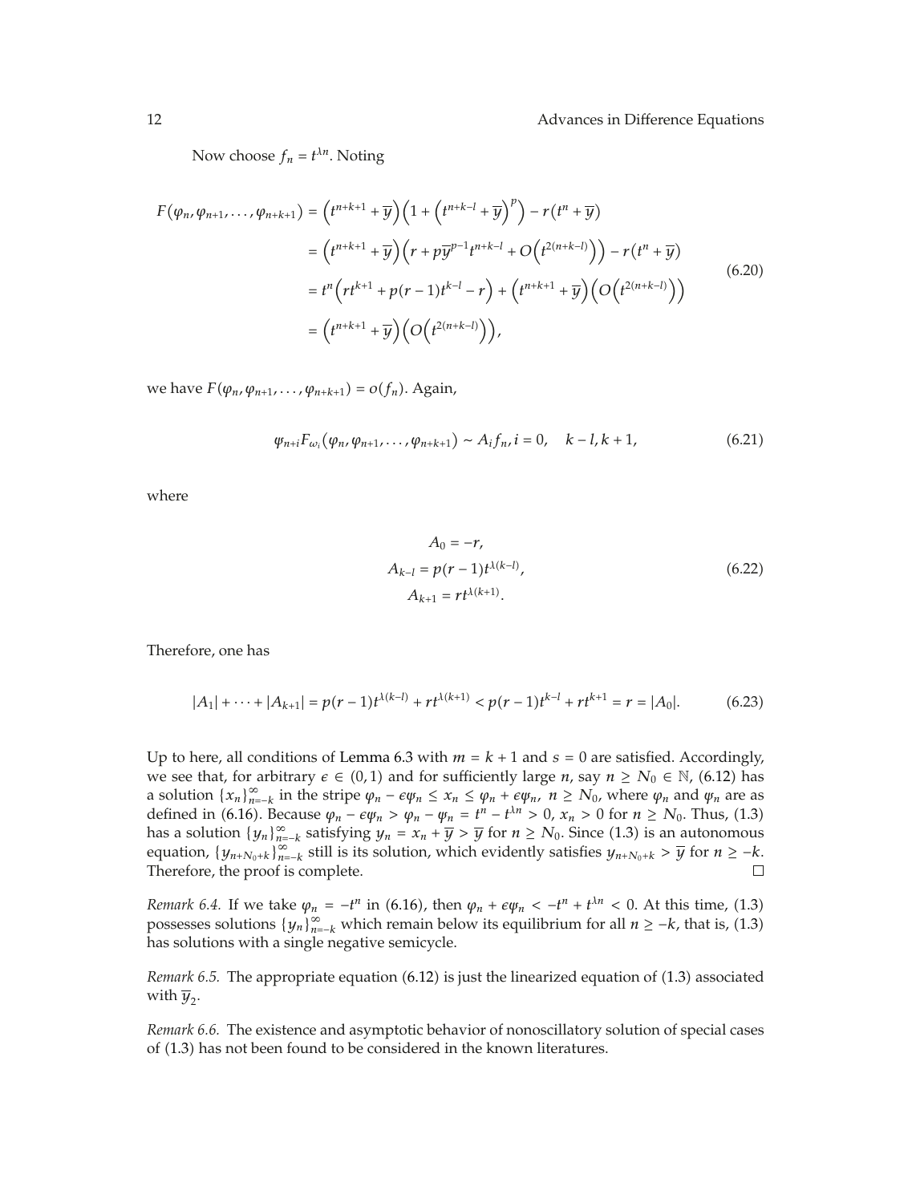Now choose $f_n = t^{\lambda n}$. Noting

$$
\begin{aligned}
F(\varphi_n, \varphi_{n+1}, \ldots, \varphi_{n+k+1}) &= \left(t^{n+k+1} + \overline{y}\right)\left(1 + \left(t^{n+k-l} + \overline{y}\right)^p\right) - r\left(t^n + \overline{y}\right) \\
&= \left(t^{n+k+1} + \overline{y}\right)\left(r + p\overline{y}^{p-1}t^{n+k-l} + O\left(t^{2(n+k-l)}\right)\right) - r\left(t^n + \overline{y}\right) \\
&= t^n\left(rt^{k+1} + p(r-1)t^{k-l} - r\right) + \left(t^{n+k+1} + \overline{y}\right)\left(O\left(t^{2(n+k-l)}\right)\right) \\
&= \left(t^{n+k+1} + \overline{y}\right)\left(O\left(t^{2(n+k-l)}\right)\right),
\end{aligned}
\tag{6.20}
$$

we have $F(\varphi_n, \varphi_{n+1}, \ldots, \varphi_{n+k+1}) = o(f_n)$. Again,

$$
\psi_{n+i} F_{\omega_i}(\varphi_n, \varphi_{n+1}, \ldots, \varphi_{n+k+1}) \sim A_i f_n, i = 0, \quad k-l, k+1,
\tag{6.21}
$$

where

$$
\begin{aligned}
A_0 &= -r, \\
A_{k-l} &= p(r-1)t^{\lambda(k-l)}, \\
A_{k+1} &= rt^{\lambda(k+1)}.
\end{aligned}
\tag{6.22}
$$

Therefore, one has

$$
|A_1| + \cdots + |A_{k+1}| = p(r-1)t^{\lambda(k-l)} + rt^{\lambda(k+1)} < p(r-1)t^{k-l} + rt^{k+1} = r = |A_0|.
\tag{6.23}
$$

Up to here, all conditions of Lemma 6.3 with $m = k+1$ and $s = 0$ are satisfied. Accordingly, we see that, for arbitrary $\epsilon \in (0,1)$ and for sufficiently large $n$, say $n \geq N_0 \in \mathbb{N}$, (6.12) has a solution $\{x_n\}_{n=-k}^{\infty}$ in the stripe $\varphi_n - \epsilon\psi_n \leq x_n \leq \varphi_n + \epsilon\psi_n$, $n \geq N_0$, where $\varphi_n$ and $\psi_n$ are as defined in (6.16). Because $\varphi_n - \epsilon\psi_n > \varphi_n - \psi_n = t^n - t^{\lambda n} > 0$, $x_n > 0$ for $n \geq N_0$. Thus, (1.3) has a solution $\{y_n\}_{n=-k}^{\infty}$ satisfying $y_n = x_n + \overline{y} > \overline{y}$ for $n \geq N_0$. Since (1.3) is an autonomous equation, $\{y_{n+N_0+k}\}_{n=-k}^{\infty}$ still is its solution, which evidently satisfies $y_{n+N_0+k} > \overline{y}$ for $n \geq -k$. Therefore, the proof is complete. □

*Remark 6.4.* If we take $\varphi_n = -t^n$ in (6.16), then $\varphi_n + \epsilon\psi_n < -t^n + t^{\lambda n} < 0$. At this time, (1.3) possesses solutions $\{y_n\}_{n=-k}^{\infty}$ which remain below its equilibrium for all $n \geq -k$, that is, (1.3) has solutions with a single negative semicycle.

*Remark 6.5.* The appropriate equation (6.12) is just the linearized equation of (1.3) associated with $\overline{y}_2$.

*Remark 6.6.* The existence and asymptotic behavior of nonoscillatory solution of special cases of (1.3) has not been found to be considered in the known literatures.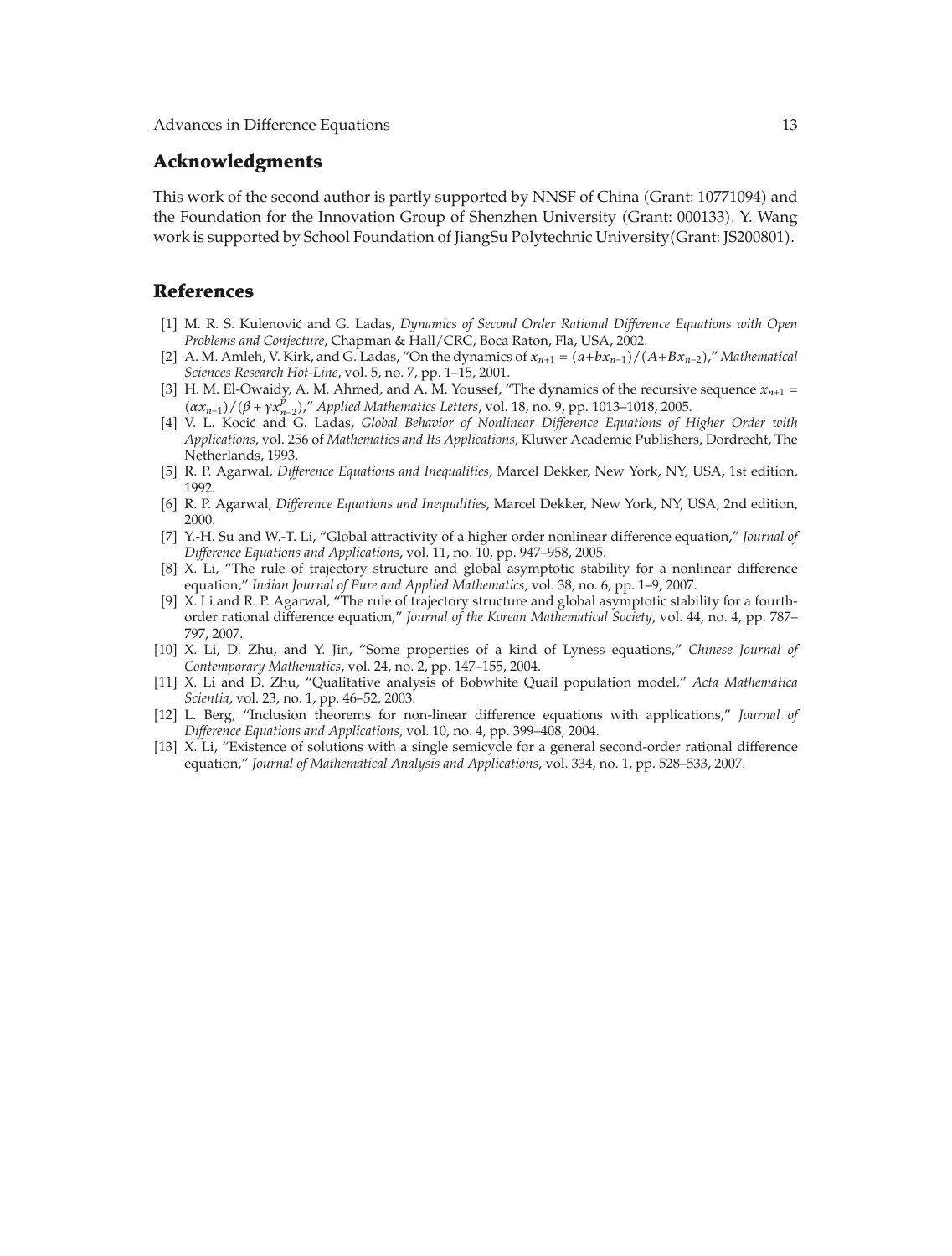## Acknowledgments

This work of the second author is partly supported by NNSF of China (Grant: 10771094) and the Foundation for the Innovation Group of Shenzhen University (Grant: 000133). Y. Wang work is supported by School Foundation of JiangSu Polytechnic University(Grant: JS200801).

## References

[1] M. R. S. Kulenović and G. Ladas, *Dynamics of Second Order Rational Difference Equations with Open Problems and Conjecture*, Chapman & Hall/CRC, Boca Raton, Fla, USA, 2002.

[2] A. M. Amleh, V. Kirk, and G. Ladas, "On the dynamics of $x_{n+1} = (a+bx_{n-1})/(A+Bx_{n-2})$," *Mathematical Sciences Research Hot-Line*, vol. 5, no. 7, pp. 1–15, 2001.

[3] H. M. El-Owaidy, A. M. Ahmed, and A. M. Youssef, "The dynamics of the recursive sequence $x_{n+1} = (\alpha x_{n-1})/(\beta + \gamma x_{n-2}^{p})$," *Applied Mathematics Letters*, vol. 18, no. 9, pp. 1013–1018, 2005.

[4] V. L. Kocić and G. Ladas, *Global Behavior of Nonlinear Difference Equations of Higher Order with Applications*, vol. 256 of *Mathematics and Its Applications*, Kluwer Academic Publishers, Dordrecht, The Netherlands, 1993.

[5] R. P. Agarwal, *Difference Equations and Inequalities*, Marcel Dekker, New York, NY, USA, 1st edition, 1992.

[6] R. P. Agarwal, *Difference Equations and Inequalities*, Marcel Dekker, New York, NY, USA, 2nd edition, 2000.

[7] Y.-H. Su and W.-T. Li, "Global attractivity of a higher order nonlinear difference equation," *Journal of Difference Equations and Applications*, vol. 11, no. 10, pp. 947–958, 2005.

[8] X. Li, "The rule of trajectory structure and global asymptotic stability for a nonlinear difference equation," *Indian Journal of Pure and Applied Mathematics*, vol. 38, no. 6, pp. 1–9, 2007.

[9] X. Li and R. P. Agarwal, "The rule of trajectory structure and global asymptotic stability for a fourth-order rational difference equation," *Journal of the Korean Mathematical Society*, vol. 44, no. 4, pp. 787–797, 2007.

[10] X. Li, D. Zhu, and Y. Jin, "Some properties of a kind of Lyness equations," *Chinese Journal of Contemporary Mathematics*, vol. 24, no. 2, pp. 147–155, 2004.

[11] X. Li and D. Zhu, "Qualitative analysis of Bobwhite Quail population model," *Acta Mathematica Scientia*, vol. 23, no. 1, pp. 46–52, 2003.

[12] L. Berg, "Inclusion theorems for non-linear difference equations with applications," *Journal of Difference Equations and Applications*, vol. 10, no. 4, pp. 399–408, 2004.

[13] X. Li, "Existence of solutions with a single semicycle for a general second-order rational difference equation," *Journal of Mathematical Analysis and Applications*, vol. 334, no. 1, pp. 528–533, 2007.